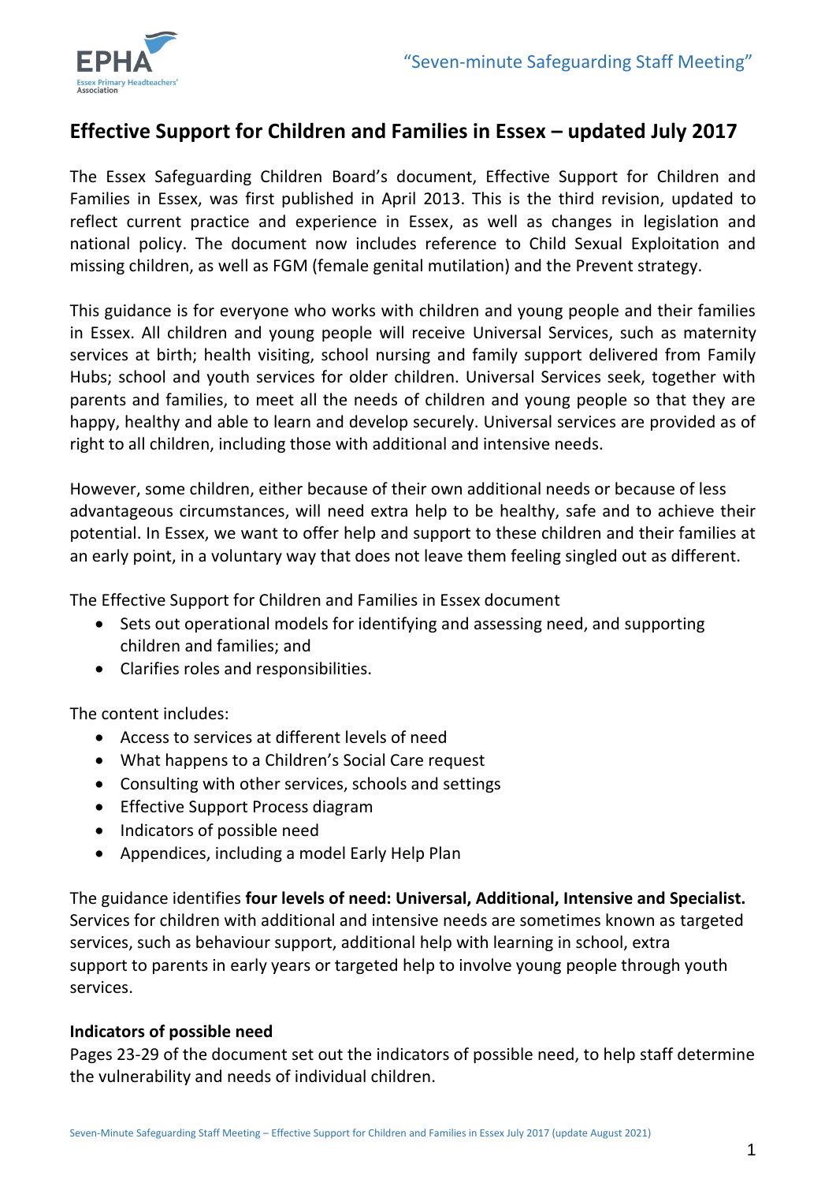# Effective Support for Children and Families in Essex – updated July 2017

The Essex Safeguarding Children Board's document, Effective Support for Children and Families in Essex, was first published in April 2013. This is the third revision, updated to reflect current practice and experience in Essex, as well as changes in legislation and national policy. The document now includes reference to Child Sexual Exploitation and missing children, as well as FGM (female genital mutilation) and the Prevent strategy.

This guidance is for everyone who works with children and young people and their families in Essex. All children and young people will receive Universal Services, such as maternity services at birth; health visiting, school nursing and family support delivered from Family Hubs; school and youth services for older children. Universal Services seek, together with parents and families, to meet all the needs of children and young people so that they are happy, healthy and able to learn and develop securely. Universal services are provided as of right to all children, including those with additional and intensive needs.

However, some children, either because of their own additional needs or because of less advantageous circumstances, will need extra help to be healthy, safe and to achieve their potential. In Essex, we want to offer help and support to these children and their families at an early point, in a voluntary way that does not leave them feeling singled out as different.

The Effective Support for Children and Families in Essex document

- Sets out operational models for identifying and assessing need, and supporting children and families; and
- Clarifies roles and responsibilities.

The content includes:

- Access to services at different levels of need
- What happens to a Children's Social Care request
- Consulting with other services, schools and settings
- Effective Support Process diagram
- Indicators of possible need
- Appendices, including a model Early Help Plan

The guidance identifies **four levels of need: Universal, Additional, Intensive and Specialist.** Services for children with additional and intensive needs are sometimes known as targeted services, such as behaviour support, additional help with learning in school, extra support to parents in early years or targeted help to involve young people through youth services.

**Indicators of possible need**

Pages 23-29 of the document set out the indicators of possible need, to help staff determine the vulnerability and needs of individual children.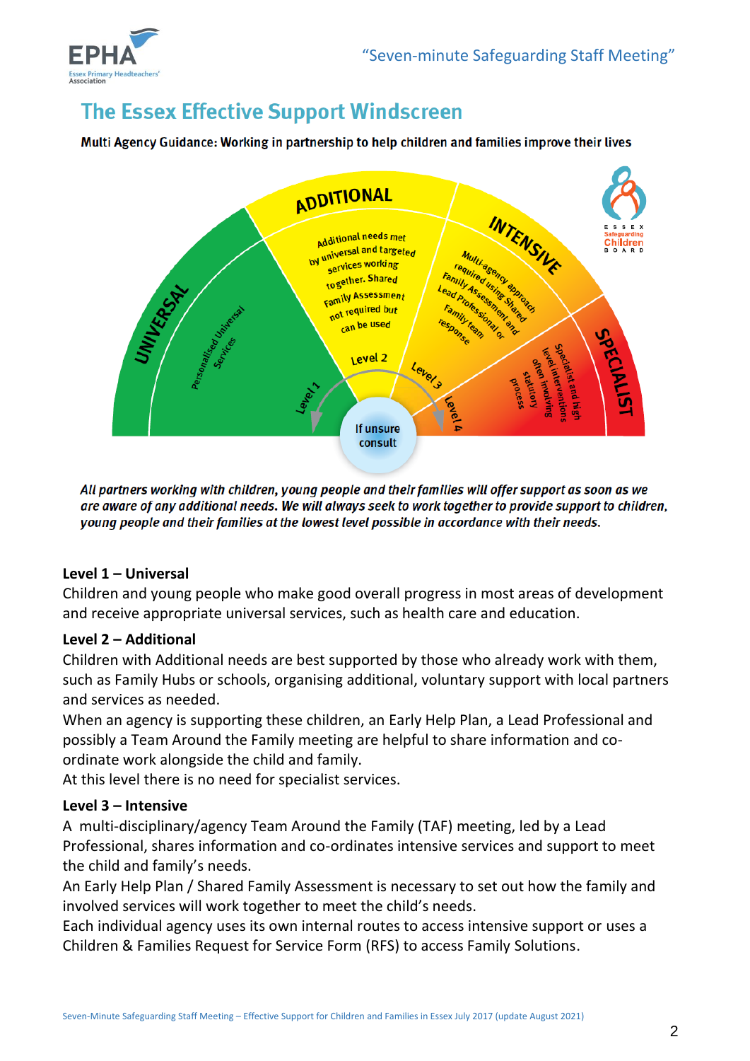# The Essex Effective Support Windscreen

**Multi Agency Guidance: Working in partnership to help children and families improve their lives**

UNIVERSAL

Personalised Universal Services

Level 1

ADDITIONAL

Additional needs met by universal and targeted services working together. Shared Family Assessment not required but can be used

Level 2

INTENSIVE

Multi-agency approach required using Shared Family Assessment and Lead Professional or Family team response

Level 3

SPECIALIST

Specialist and high level interventions often involving statutory process

Level 4

If unsure consult

ESSEX Safeguarding Children BOARD

***All partners working with children, young people and their families will offer support as soon as we are aware of any additional needs. We will always seek to work together to provide support to children, young people and their families at the lowest level possible in accordance with their needs.***

**Level 1 – Universal**

Children and young people who make good overall progress in most areas of development and receive appropriate universal services, such as health care and education.

**Level 2 – Additional**

Children with Additional needs are best supported by those who already work with them, such as Family Hubs or schools, organising additional, voluntary support with local partners and services as needed.

When an agency is supporting these children, an Early Help Plan, a Lead Professional and possibly a Team Around the Family meeting are helpful to share information and co-ordinate work alongside the child and family.

At this level there is no need for specialist services.

**Level 3 – Intensive**

A multi-disciplinary/agency Team Around the Family (TAF) meeting, led by a Lead Professional, shares information and co-ordinates intensive services and support to meet the child and family's needs.

An Early Help Plan / Shared Family Assessment is necessary to set out how the family and involved services will work together to meet the child's needs.

Each individual agency uses its own internal routes to access intensive support or uses a Children & Families Request for Service Form (RFS) to access Family Solutions.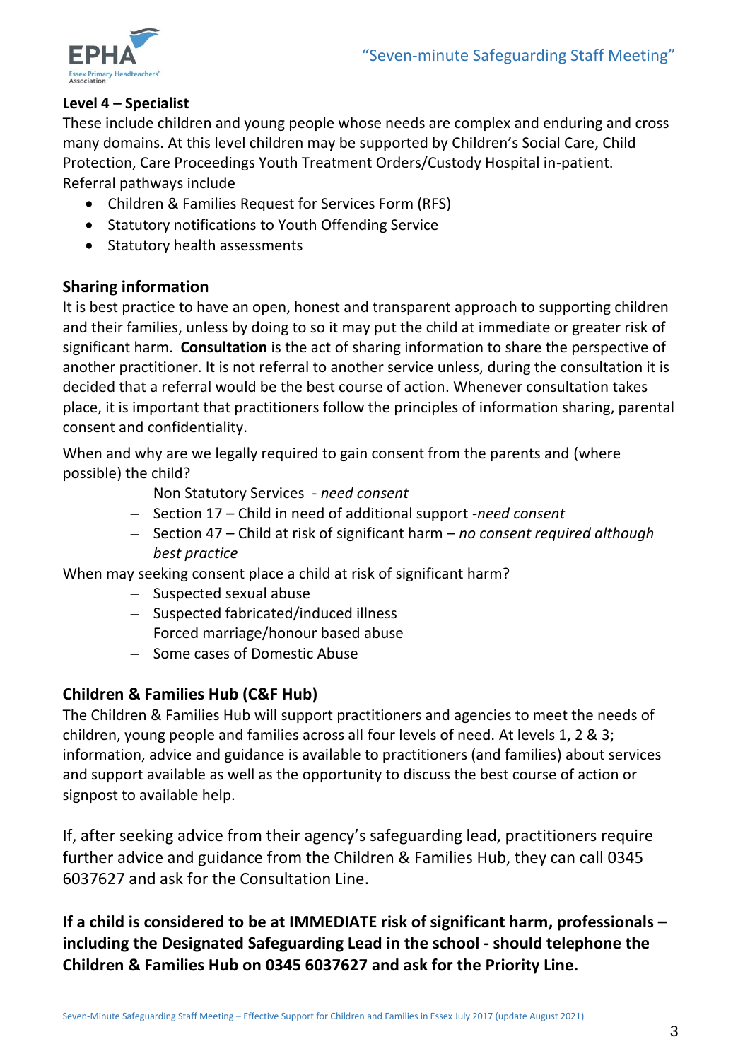**Level 4 – Specialist**

These include children and young people whose needs are complex and enduring and cross many domains. At this level children may be supported by Children's Social Care, Child Protection, Care Proceedings Youth Treatment Orders/Custody Hospital in-patient.

Referral pathways include

- Children & Families Request for Services Form (RFS)
- Statutory notifications to Youth Offending Service
- Statutory health assessments

## Sharing information

It is best practice to have an open, honest and transparent approach to supporting children and their families, unless by doing to so it may put the child at immediate or greater risk of significant harm. **Consultation** is the act of sharing information to share the perspective of another practitioner. It is not referral to another service unless, during the consultation it is decided that a referral would be the best course of action. Whenever consultation takes place, it is important that practitioners follow the principles of information sharing, parental consent and confidentiality.

When and why are we legally required to gain consent from the parents and (where possible) the child?

- Non Statutory Services - *need consent*
- Section 17 – Child in need of additional support -*need consent*
- Section 47 – Child at risk of significant harm – *no consent required although best practice*

When may seeking consent place a child at risk of significant harm?

- Suspected sexual abuse
- Suspected fabricated/induced illness
- Forced marriage/honour based abuse
- Some cases of Domestic Abuse

## Children & Families Hub (C&F Hub)

The Children & Families Hub will support practitioners and agencies to meet the needs of children, young people and families across all four levels of need. At levels 1, 2 & 3; information, advice and guidance is available to practitioners (and families) about services and support available as well as the opportunity to discuss the best course of action or signpost to available help.

If, after seeking advice from their agency's safeguarding lead, practitioners require further advice and guidance from the Children & Families Hub, they can call 0345 6037627 and ask for the Consultation Line.

**If a child is considered to be at IMMEDIATE risk of significant harm, professionals – including the Designated Safeguarding Lead in the school - should telephone the Children & Families Hub on 0345 6037627 and ask for the Priority Line.**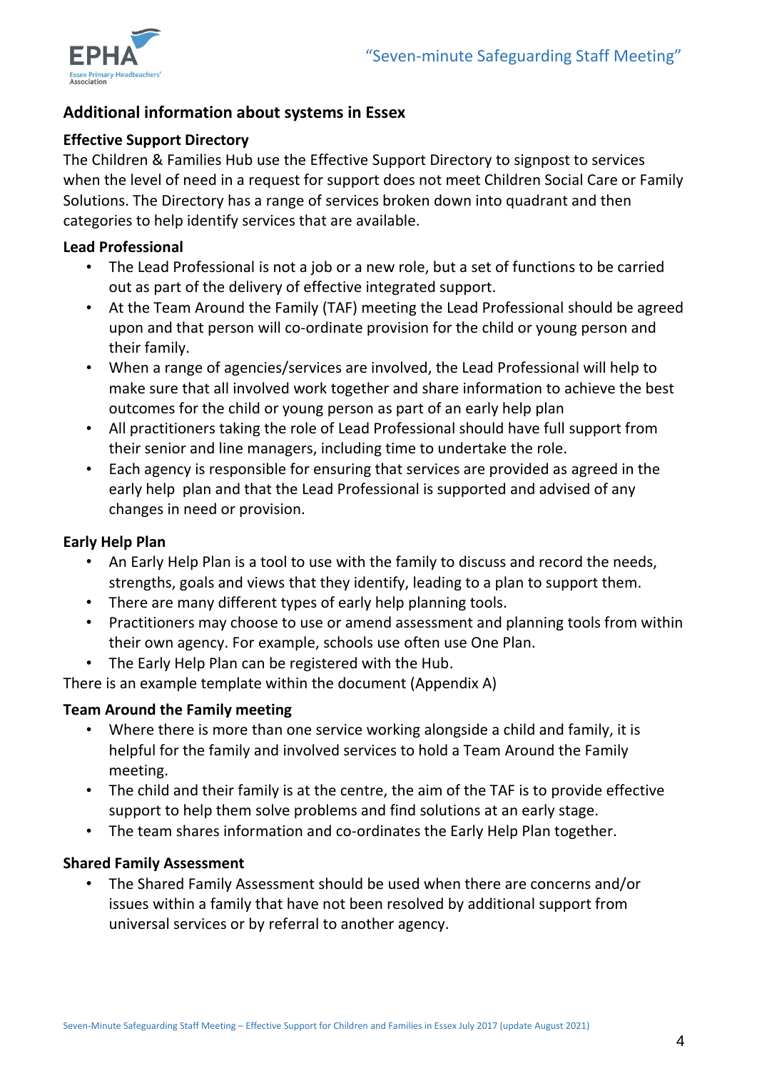## Additional information about systems in Essex

### Effective Support Directory

The Children & Families Hub use the Effective Support Directory to signpost to services when the level of need in a request for support does not meet Children Social Care or Family Solutions. The Directory has a range of services broken down into quadrant and then categories to help identify services that are available.

### Lead Professional

- The Lead Professional is not a job or a new role, but a set of functions to be carried out as part of the delivery of effective integrated support.
- At the Team Around the Family (TAF) meeting the Lead Professional should be agreed upon and that person will co-ordinate provision for the child or young person and their family.
- When a range of agencies/services are involved, the Lead Professional will help to make sure that all involved work together and share information to achieve the best outcomes for the child or young person as part of an early help plan
- All practitioners taking the role of Lead Professional should have full support from their senior and line managers, including time to undertake the role.
- Each agency is responsible for ensuring that services are provided as agreed in the early help plan and that the Lead Professional is supported and advised of any changes in need or provision.

### Early Help Plan

- An Early Help Plan is a tool to use with the family to discuss and record the needs, strengths, goals and views that they identify, leading to a plan to support them.
- There are many different types of early help planning tools.
- Practitioners may choose to use or amend assessment and planning tools from within their own agency. For example, schools use often use One Plan.
- The Early Help Plan can be registered with the Hub.

There is an example template within the document (Appendix A)

### Team Around the Family meeting

- Where there is more than one service working alongside a child and family, it is helpful for the family and involved services to hold a Team Around the Family meeting.
- The child and their family is at the centre, the aim of the TAF is to provide effective support to help them solve problems and find solutions at an early stage.
- The team shares information and co-ordinates the Early Help Plan together.

### Shared Family Assessment

- The Shared Family Assessment should be used when there are concerns and/or issues within a family that have not been resolved by additional support from universal services or by referral to another agency.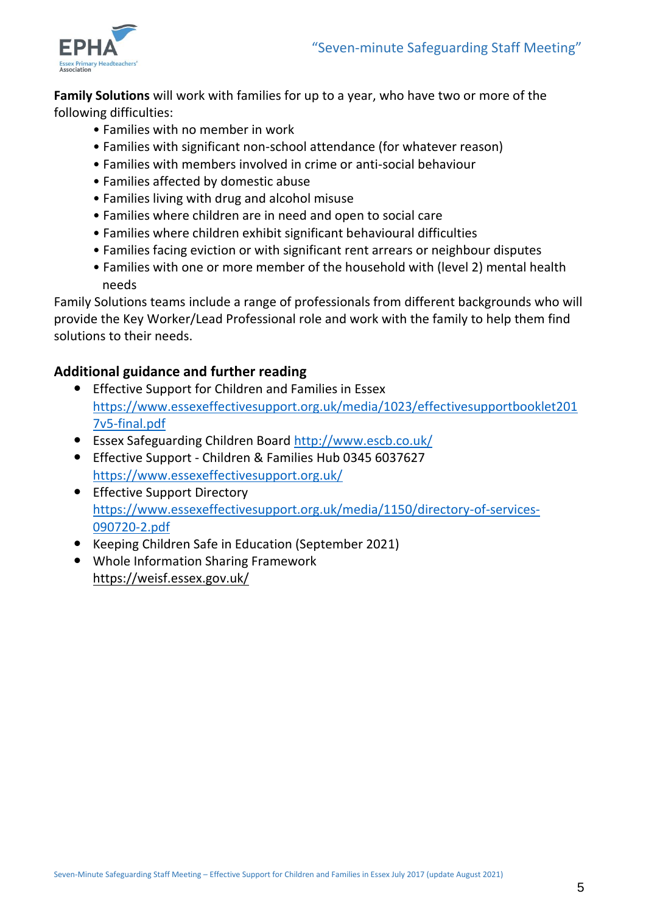**Family Solutions** will work with families for up to a year, who have two or more of the following difficulties:

- Families with no member in work
- Families with significant non-school attendance (for whatever reason)
- Families with members involved in crime or anti-social behaviour
- Families affected by domestic abuse
- Families living with drug and alcohol misuse
- Families where children are in need and open to social care
- Families where children exhibit significant behavioural difficulties
- Families facing eviction or with significant rent arrears or neighbour disputes
- Families with one or more member of the household with (level 2) mental health needs

Family Solutions teams include a range of professionals from different backgrounds who will provide the Key Worker/Lead Professional role and work with the family to help them find solutions to their needs.

## Additional guidance and further reading

- Effective Support for Children and Families in Essex https://www.essexeffectivesupport.org.uk/media/1023/effectivesupportbooklet2017v5-final.pdf
- Essex Safeguarding Children Board http://www.escb.co.uk/
- Effective Support - Children & Families Hub 0345 6037627 https://www.essexeffectivesupport.org.uk/
- Effective Support Directory https://www.essexeffectivesupport.org.uk/media/1150/directory-of-services-090720-2.pdf
- Keeping Children Safe in Education (September 2021)
- Whole Information Sharing Framework https://weisf.essex.gov.uk/